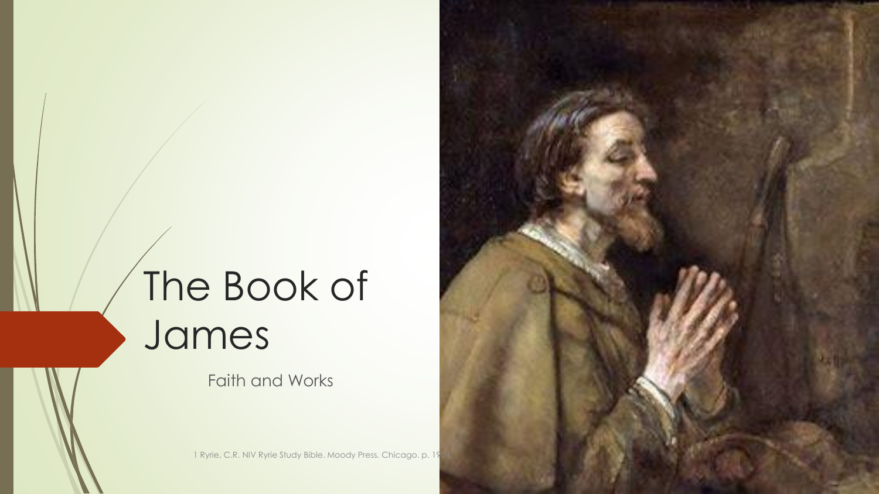# The Book of James

Faith and Works

1 Ryrie, C.R. NIV Ryrie Study Bible. Moody Press. Chicago. p. 19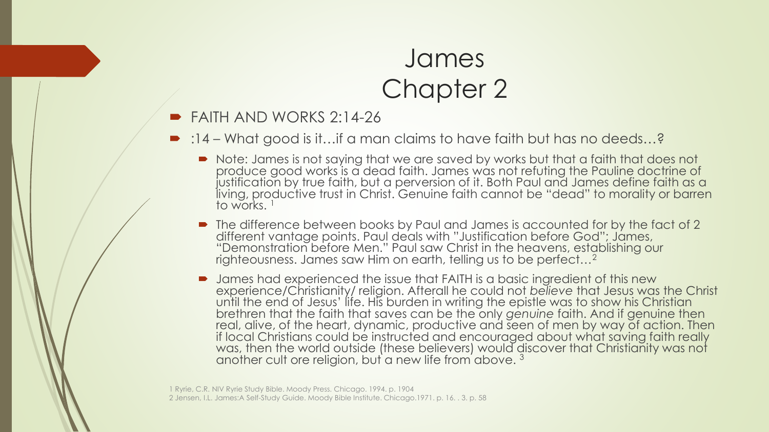# James Chapter 2

- FAITH AND WORKS 2:14-26
- :14 – What good is it…if a man claims to have faith but has no deeds…?
  - Note: James is not saying that we are saved by works but that a faith that does not produce good works is a dead faith. James was not refuting the Pauline doctrine of justification by true faith, but a perversion of it. Both Paul and James define faith as a living, productive trust in Christ. Genuine faith cannot be "dead" to morality or barren to works. [1]
  - The difference between books by Paul and James is accounted for by the fact of 2 different vantage points. Paul deals with "Justification before God"; James, "Demonstration before Men." Paul saw Christ in the heavens, establishing our righteousness. James saw Him on earth, telling us to be perfect…[2]
  - James had experienced the issue that FAITH is a basic ingredient of this new experience/Christianity/ religion. Afterall he could not *believe* that Jesus was the Christ until the end of Jesus' life. His burden in writing the epistle was to show his Christian brethren that the faith that saves can be the only *genuine* faith. And if genuine then real, alive, of the heart, dynamic, productive and seen of men by way of action. Then if local Christians could be instructed and encouraged about what saving faith really was, then the world outside (these believers) would discover that Christianity was not another cult ore religion, but a new life from above. [3]

1 Ryrie, C.R. NIV Ryrie Study Bible. Moody Press. Chicago. 1994. p. 1904
2 Jensen, I.L. James:A Self-Study Guide. Moody Bible Institute. Chicago.1971. p. 16. . 3. p. 58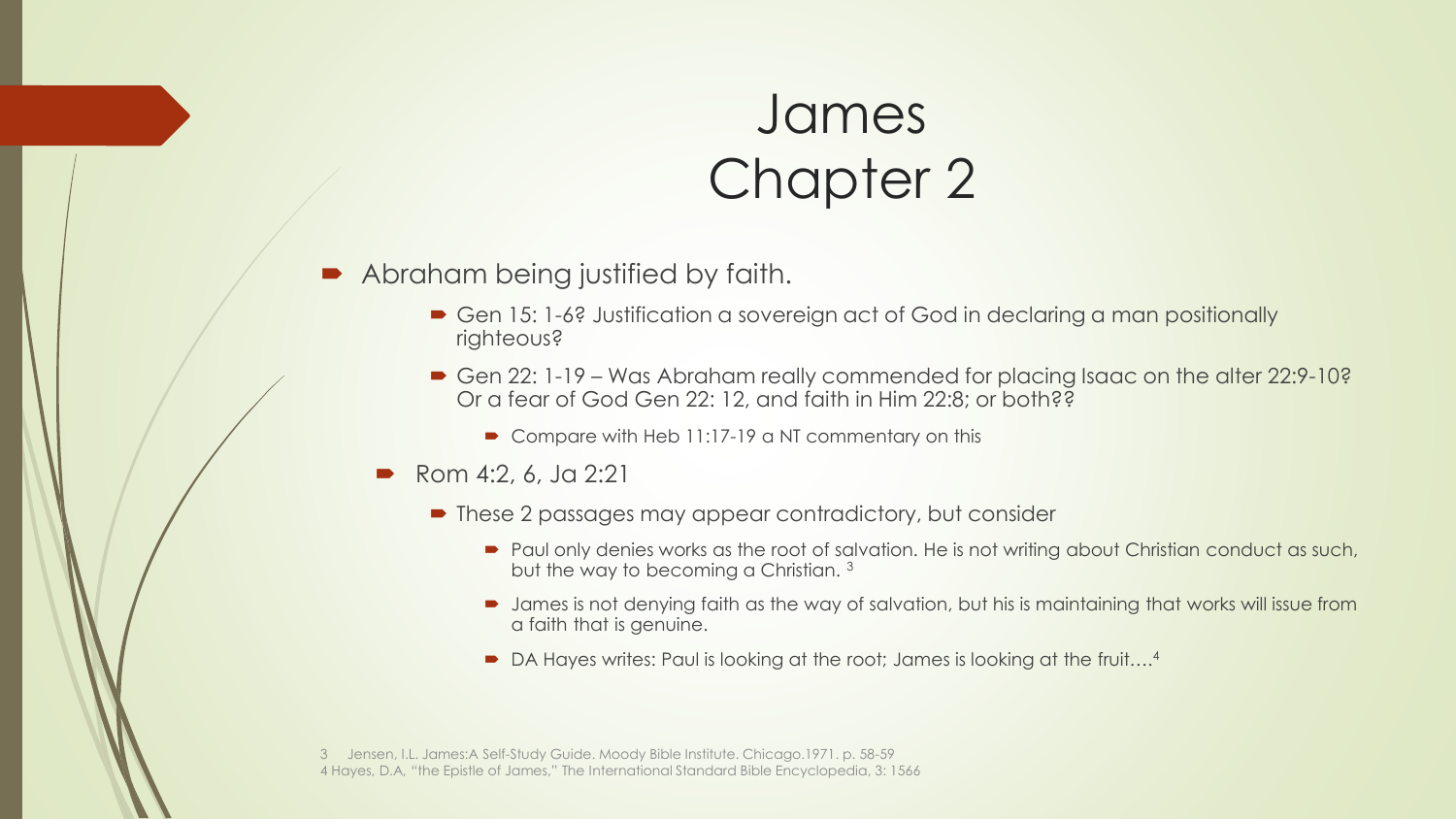# James Chapter 2

- Abraham being justified by faith.
  - Gen 15: 1-6? Justification a sovereign act of God in declaring a man positionally righteous?
  - Gen 22: 1-19 – Was Abraham really commended for placing Isaac on the alter 22:9-10? Or a fear of God Gen 22: 12, and faith in Him 22:8; or both??
    - Compare with Heb 11:17-19 a NT commentary on this
- Rom 4:2, 6, Ja 2:21
  - These 2 passages may appear contradictory, but consider
    - Paul only denies works as the root of salvation. He is not writing about Christian conduct as such, but the way to becoming a Christian. [3]
    - James is not denying faith as the way of salvation, but his is maintaining that works will issue from a faith that is genuine.
    - DA Hayes writes: Paul is looking at the root; James is looking at the fruit….[4]

3 Jensen, I.L. James:A Self-Study Guide. Moody Bible Institute. Chicago.1971. p. 58-59
4 Hayes, D.A, "the Epistle of James," The International Standard Bible Encyclopedia, 3: 1566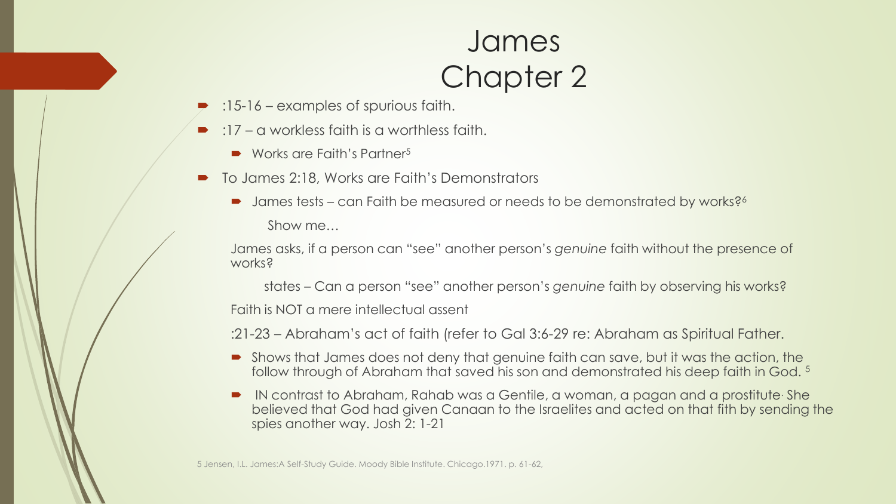# James Chapter 2

- :15-16 – examples of spurious faith.
- :17 – a workless faith is a worthless faith.
  - Works are Faith's Partner[5]
- To James 2:18, Works are Faith's Demonstrators
  - James tests – can Faith be measured or needs to be demonstrated by works?[6]

    Show me…

  James asks, if a person can "see" another person's *genuine* faith without the presence of works?

    states – Can a person "see" another person's *genuine* faith by observing his works?

  Faith is NOT a mere intellectual assent

  :21-23 – Abraham's act of faith (refer to Gal 3:6-29 re: Abraham as Spiritual Father.

  - Shows that James does not deny that genuine faith can save, but it was the action, the follow through of Abraham that saved his son and demonstrated his deep faith in God. [5]
  - IN contrast to Abraham, Rahab was a Gentile, a woman, a pagan and a prostitute. She believed that God had given Canaan to the Israelites and acted on that fith by sending the spies another way. Josh 2: 1-21

5 Jensen, I.L. James:A Self-Study Guide. Moody Bible Institute. Chicago.1971. p. 61-62,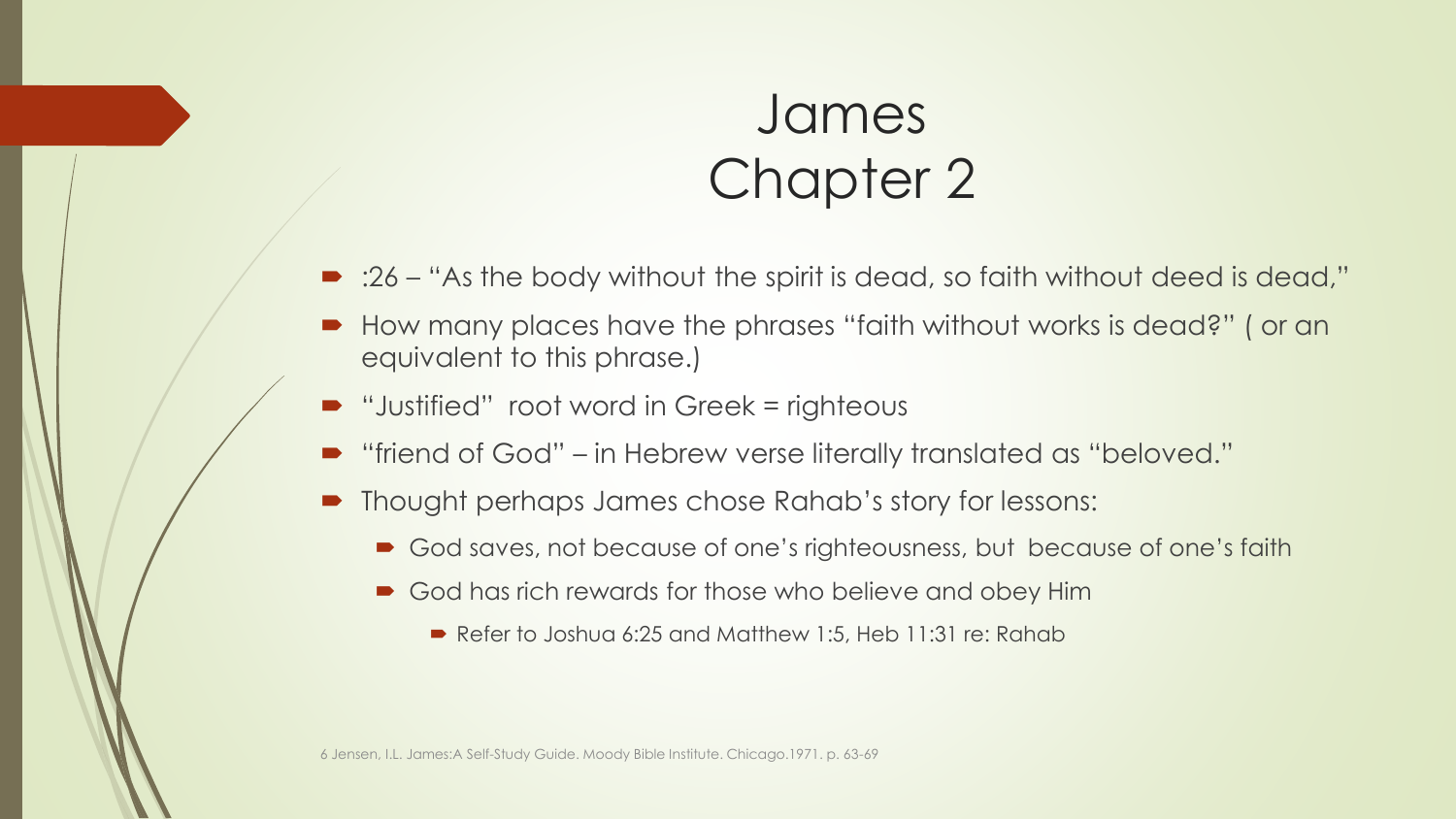# James Chapter 2

- :26 – "As the body without the spirit is dead, so faith without deed is dead,"
- How many places have the phrases "faith without works is dead?" ( or an equivalent to this phrase.)
- "Justified" root word in Greek = righteous
- "friend of God" – in Hebrew verse literally translated as "beloved."
- Thought perhaps James chose Rahab's story for lessons:
  - God saves, not because of one's righteousness, but because of one's faith
  - God has rich rewards for those who believe and obey Him
    - Refer to Joshua 6:25 and Matthew 1:5, Heb 11:31 re: Rahab

6 Jensen, I.L. James:A Self-Study Guide. Moody Bible Institute. Chicago.1971. p. 63-69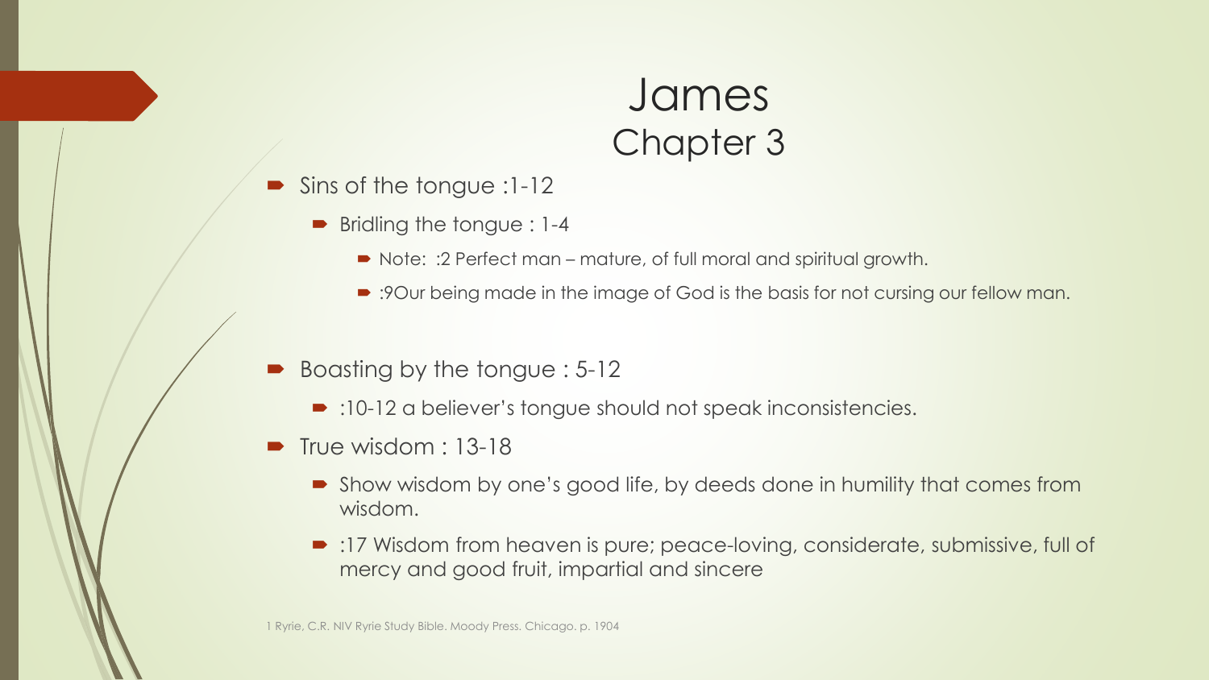# James
## Chapter 3

- Sins of the tongue :1-12
  - Bridling the tongue : 1-4
    - Note: :2 Perfect man – mature, of full moral and spiritual growth.
    - :9Our being made in the image of God is the basis for not cursing our fellow man.
- Boasting by the tongue : 5-12
  - :10-12 a believer's tongue should not speak inconsistencies.
- True wisdom : 13-18
  - Show wisdom by one's good life, by deeds done in humility that comes from wisdom.
  - :17 Wisdom from heaven is pure; peace-loving, considerate, submissive, full of mercy and good fruit, impartial and sincere

1 Ryrie, C.R. NIV Ryrie Study Bible. Moody Press. Chicago. p. 1904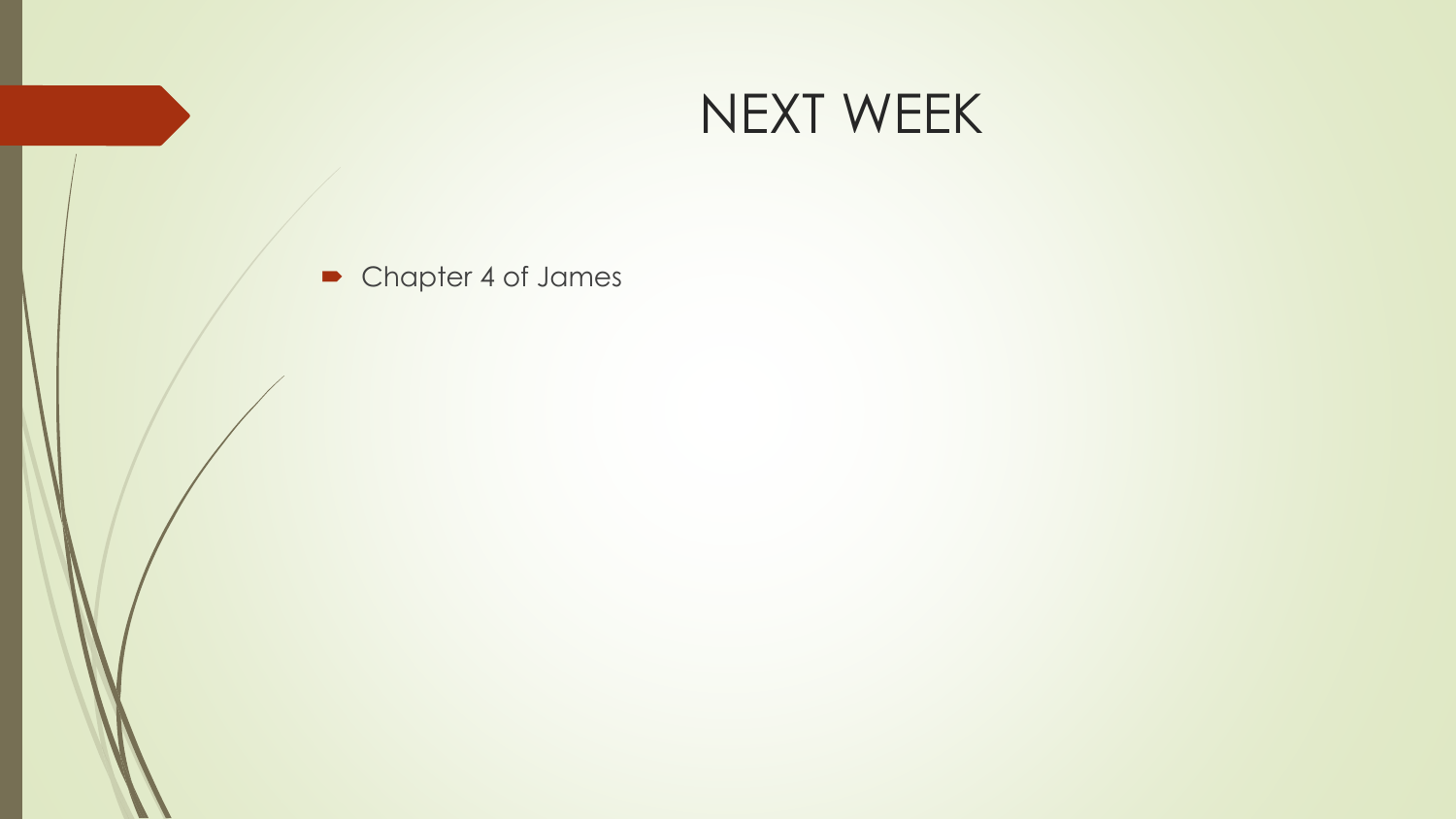# NEXT WEEK

- Chapter 4 of James